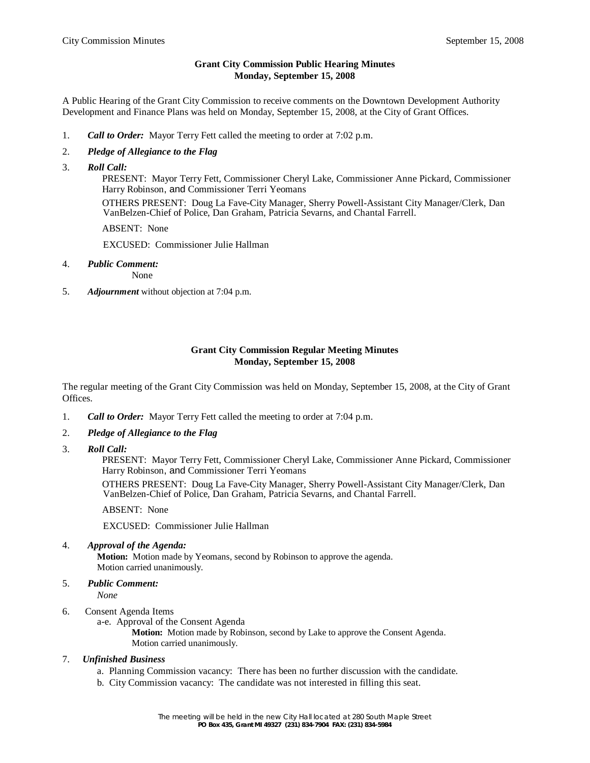### Grant City Commission Public Hearing Minutes
### Monday, September 15, 2008

A Public Hearing of the Grant City Commission to receive comments on the Downtown Development Authority Development and Finance Plans was held on Monday, September 15, 2008, at the City of Grant Offices.

1. ***Call to Order:*** Mayor Terry Fett called the meeting to order at 7:02 p.m.
2. ***Pledge of Allegiance to the Flag***
3. ***Roll Call:***

   PRESENT: Mayor Terry Fett, Commissioner Cheryl Lake, Commissioner Anne Pickard, Commissioner Harry Robinson, and Commissioner Terri Yeomans

   OTHERS PRESENT: Doug La Fave-City Manager, Sherry Powell-Assistant City Manager/Clerk, Dan VanBelzen-Chief of Police, Dan Graham, Patricia Sevarns, and Chantal Farrell.

   ABSENT: None

   EXCUSED: Commissioner Julie Hallman

4. ***Public Comment:***

   None

5. ***Adjournment*** without objection at 7:04 p.m.

### Grant City Commission Regular Meeting Minutes
### Monday, September 15, 2008

The regular meeting of the Grant City Commission was held on Monday, September 15, 2008, at the City of Grant Offices.

1. ***Call to Order:*** Mayor Terry Fett called the meeting to order at 7:04 p.m.
2. ***Pledge of Allegiance to the Flag***
3. ***Roll Call:***

   PRESENT: Mayor Terry Fett, Commissioner Cheryl Lake, Commissioner Anne Pickard, Commissioner Harry Robinson, and Commissioner Terri Yeomans

   OTHERS PRESENT: Doug La Fave-City Manager, Sherry Powell-Assistant City Manager/Clerk, Dan VanBelzen-Chief of Police, Dan Graham, Patricia Sevarns, and Chantal Farrell.

   ABSENT: None

   EXCUSED: Commissioner Julie Hallman

4. ***Approval of the Agenda:***

   **Motion:** Motion made by Yeomans, second by Robinson to approve the agenda.
   Motion carried unanimously.

5. ***Public Comment:***

   *None*

6. Consent Agenda Items

   a-e. Approval of the Consent Agenda

   **Motion:** Motion made by Robinson, second by Lake to approve the Consent Agenda.
   Motion carried unanimously.

7. ***Unfinished Business***

   a. Planning Commission vacancy: There has been no further discussion with the candidate.

   b. City Commission vacancy: The candidate was not interested in filling this seat.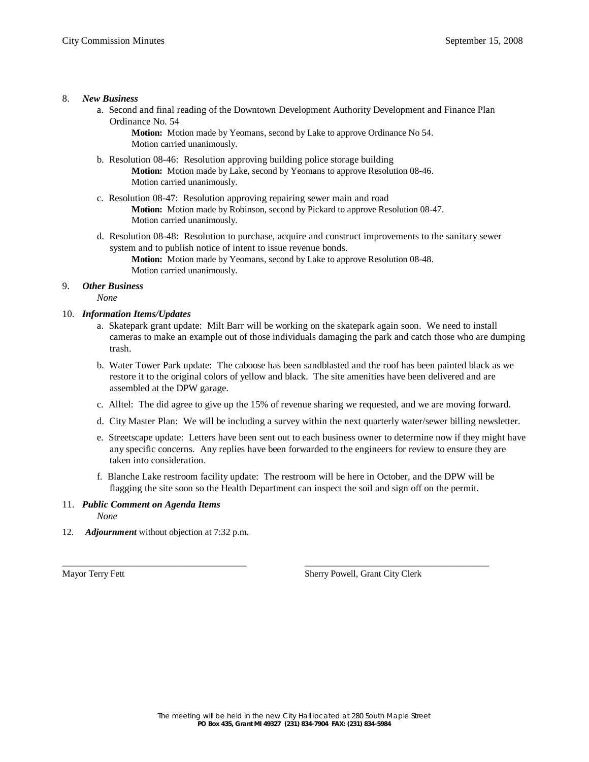8. ***New Business***
   a. Second and final reading of the Downtown Development Authority Development and Finance Plan Ordinance No. 54
      **Motion:** Motion made by Yeomans, second by Lake to approve Ordinance No 54.
      Motion carried unanimously.

   b. Resolution 08-46: Resolution approving building police storage building
      **Motion:** Motion made by Lake, second by Yeomans to approve Resolution 08-46.
      Motion carried unanimously.

   c. Resolution 08-47: Resolution approving repairing sewer main and road
      **Motion:** Motion made by Robinson, second by Pickard to approve Resolution 08-47.
      Motion carried unanimously.

   d. Resolution 08-48: Resolution to purchase, acquire and construct improvements to the sanitary sewer system and to publish notice of intent to issue revenue bonds.
      **Motion:** Motion made by Yeomans, second by Lake to approve Resolution 08-48.
      Motion carried unanimously.

9. ***Other Business***
   *None*

10. ***Information Items/Updates***
    a. Skatepark grant update: Milt Barr will be working on the skatepark again soon. We need to install cameras to make an example out of those individuals damaging the park and catch those who are dumping trash.

    b. Water Tower Park update: The caboose has been sandblasted and the roof has been painted black as we restore it to the original colors of yellow and black. The site amenities have been delivered and are assembled at the DPW garage.

    c. Alltel: The did agree to give up the 15% of revenue sharing we requested, and we are moving forward.

    d. City Master Plan: We will be including a survey within the next quarterly water/sewer billing newsletter.

    e. Streetscape update: Letters have been sent out to each business owner to determine now if they might have any specific concerns. Any replies have been forwarded to the engineers for review to ensure they are taken into consideration.

    f. Blanche Lake restroom facility update: The restroom will be here in October, and the DPW will be flagging the site so the Health Department can inspect the soil and sign off on the permit.

11. ***Public Comment on Agenda Items***
    *None*

12. ***Adjournment*** without objection at 7:32 p.m.

\_\_\_\_\_\_\_\_\_\_\_\_\_\_\_\_\_\_\_\_\_\_\_\_\_\_\_\_\_\_\_\_\_\_\_\_\_\_\_
Mayor Terry Fett

\_\_\_\_\_\_\_\_\_\_\_\_\_\_\_\_\_\_\_\_\_\_\_\_\_\_\_\_\_\_\_\_\_\_\_\_\_\_\_
Sherry Powell, Grant City Clerk